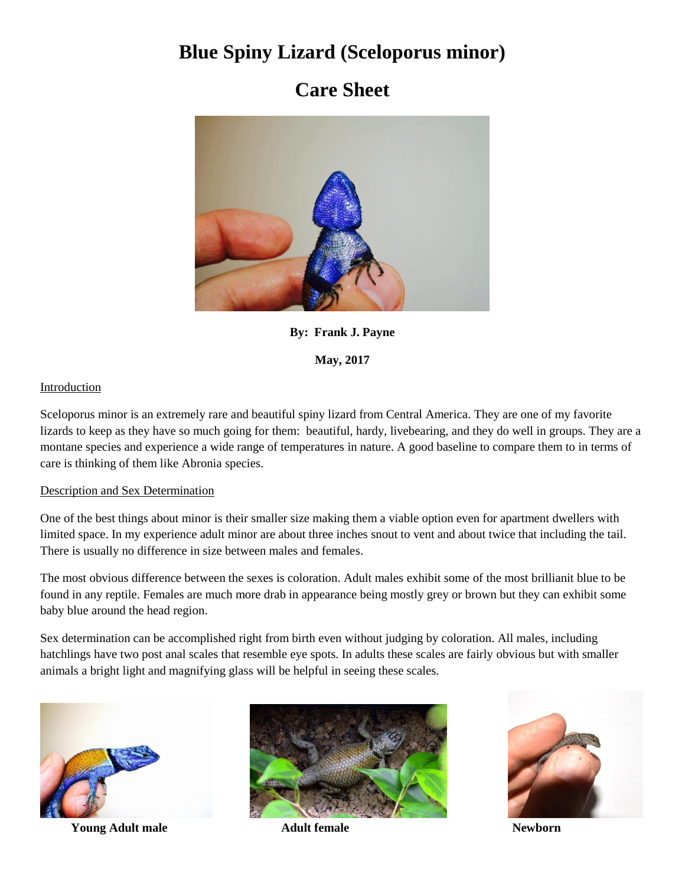# Blue Spiny Lizard (Sceloporus minor)

# Care Sheet

**By: Frank J. Payne**

**May, 2017**

## Introduction

Sceloporus minor is an extremely rare and beautiful spiny lizard from Central America. They are one of my favorite lizards to keep as they have so much going for them: beautiful, hardy, livebearing, and they do well in groups. They are a montane species and experience a wide range of temperatures in nature. A good baseline to compare them to in terms of care is thinking of them like Abronia species.

## Description and Sex Determination

One of the best things about minor is their smaller size making them a viable option even for apartment dwellers with limited space. In my experience adult minor are about three inches snout to vent and about twice that including the tail. There is usually no difference in size between males and females.

The most obvious difference between the sexes is coloration. Adult males exhibit some of the most brillianit blue to be found in any reptile. Females are much more drab in appearance being mostly grey or brown but they can exhibit some baby blue around the head region.

Sex determination can be accomplished right from birth even without judging by coloration. All males, including hatchlings have two post anal scales that resemble eye spots. In adults these scales are fairly obvious but with smaller animals a bright light and magnifying glass will be helpful in seeing these scales.

**Young Adult male**

**Adult female**

**Newborn**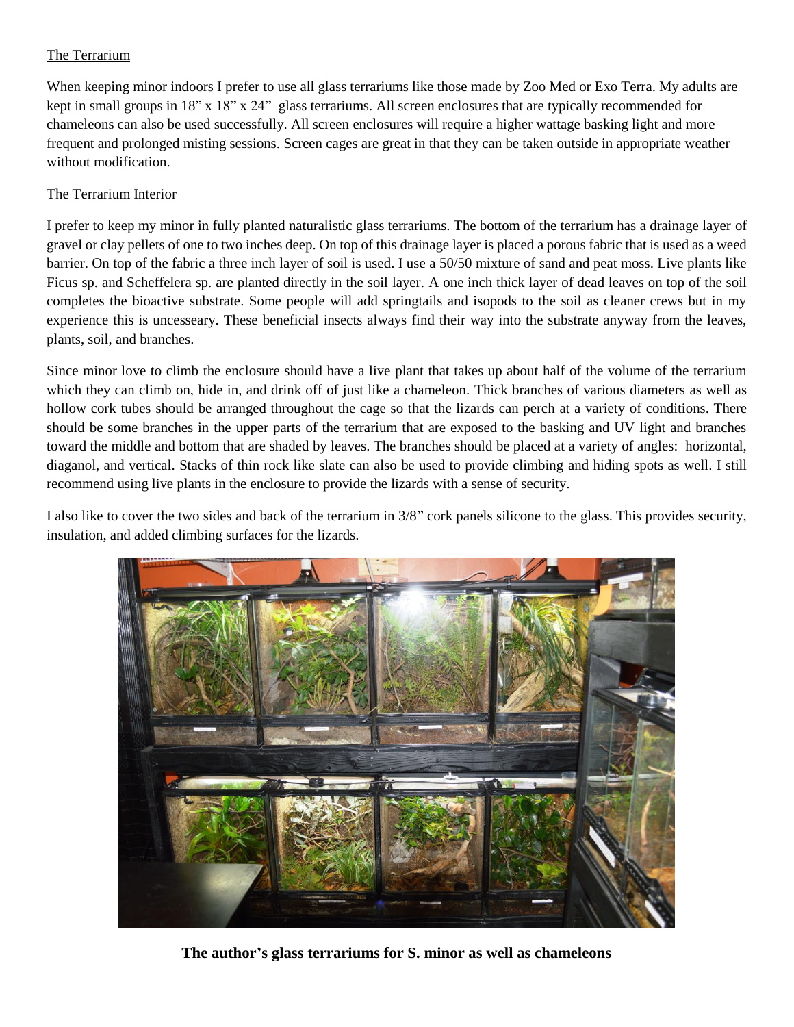The Terrarium

When keeping minor indoors I prefer to use all glass terrariums like those made by Zoo Med or Exo Terra. My adults are kept in small groups in 18" x 18" x 24" glass terrariums. All screen enclosures that are typically recommended for chameleons can also be used successfully. All screen enclosures will require a higher wattage basking light and more frequent and prolonged misting sessions. Screen cages are great in that they can be taken outside in appropriate weather without modification.

The Terrarium Interior

I prefer to keep my minor in fully planted naturalistic glass terrariums. The bottom of the terrarium has a drainage layer of gravel or clay pellets of one to two inches deep. On top of this drainage layer is placed a porous fabric that is used as a weed barrier. On top of the fabric a three inch layer of soil is used. I use a 50/50 mixture of sand and peat moss. Live plants like Ficus sp. and Scheffelera sp. are planted directly in the soil layer. A one inch thick layer of dead leaves on top of the soil completes the bioactive substrate. Some people will add springtails and isopods to the soil as cleaner crews but in my experience this is uncesseary. These beneficial insects always find their way into the substrate anyway from the leaves, plants, soil, and branches.

Since minor love to climb the enclosure should have a live plant that takes up about half of the volume of the terrarium which they can climb on, hide in, and drink off of just like a chameleon. Thick branches of various diameters as well as hollow cork tubes should be arranged throughout the cage so that the lizards can perch at a variety of conditions. There should be some branches in the upper parts of the terrarium that are exposed to the basking and UV light and branches toward the middle and bottom that are shaded by leaves. The branches should be placed at a variety of angles: horizontal, diaganol, and vertical. Stacks of thin rock like slate can also be used to provide climbing and hiding spots as well. I still recommend using live plants in the enclosure to provide the lizards with a sense of security.

I also like to cover the two sides and back of the terrarium in 3/8" cork panels silicone to the glass. This provides security, insulation, and added climbing surfaces for the lizards.

**The author's glass terrariums for S. minor as well as chameleons**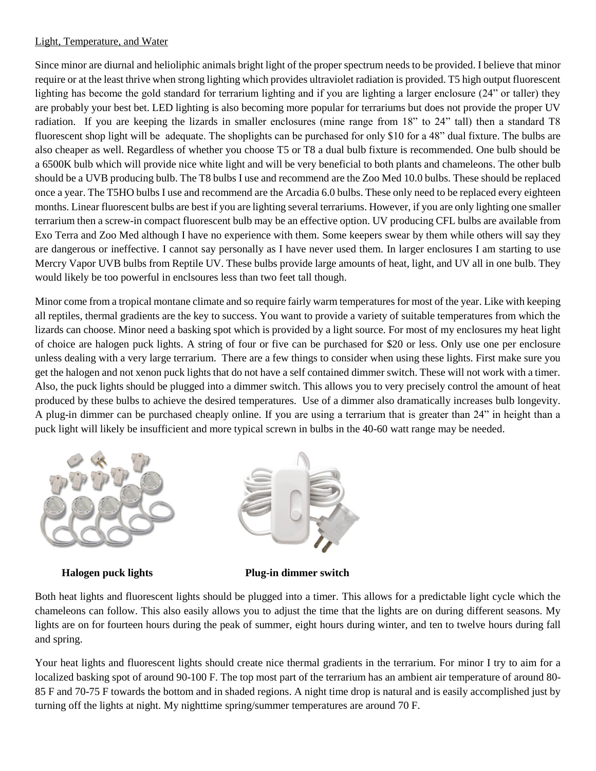Light, Temperature, and Water

Since minor are diurnal and helioliphic animals bright light of the proper spectrum needs to be provided. I believe that minor require or at the least thrive when strong lighting which provides ultraviolet radiation is provided. T5 high output fluorescent lighting has become the gold standard for terrarium lighting and if you are lighting a larger enclosure (24" or taller) they are probably your best bet. LED lighting is also becoming more popular for terrariums but does not provide the proper UV radiation. If you are keeping the lizards in smaller enclosures (mine range from 18" to 24" tall) then a standard T8 fluorescent shop light will be adequate. The shoplights can be purchased for only $10 for a 48" dual fixture. The bulbs are also cheaper as well. Regardless of whether you choose T5 or T8 a dual bulb fixture is recommended. One bulb should be a 6500K bulb which will provide nice white light and will be very beneficial to both plants and chameleons. The other bulb should be a UVB producing bulb. The T8 bulbs I use and recommend are the Zoo Med 10.0 bulbs. These should be replaced once a year. The T5HO bulbs I use and recommend are the Arcadia 6.0 bulbs. These only need to be replaced every eighteen months. Linear fluorescent bulbs are best if you are lighting several terrariums. However, if you are only lighting one smaller terrarium then a screw-in compact fluorescent bulb may be an effective option. UV producing CFL bulbs are available from Exo Terra and Zoo Med although I have no experience with them. Some keepers swear by them while others will say they are dangerous or ineffective. I cannot say personally as I have never used them. In larger enclosures I am starting to use Mercry Vapor UVB bulbs from Reptile UV. These bulbs provide large amounts of heat, light, and UV all in one bulb. They would likely be too powerful in enclsoures less than two feet tall though.

Minor come from a tropical montane climate and so require fairly warm temperatures for most of the year. Like with keeping all reptiles, thermal gradients are the key to success. You want to provide a variety of suitable temperatures from which the lizards can choose. Minor need a basking spot which is provided by a light source. For most of my enclosures my heat light of choice are halogen puck lights. A string of four or five can be purchased for $20 or less. Only use one per enclosure unless dealing with a very large terrarium. There are a few things to consider when using these lights. First make sure you get the halogen and not xenon puck lights that do not have a self contained dimmer switch. These will not work with a timer. Also, the puck lights should be plugged into a dimmer switch. This allows you to very precisely control the amount of heat produced by these bulbs to achieve the desired temperatures. Use of a dimmer also dramatically increases bulb longevity. A plug-in dimmer can be purchased cheaply online. If you are using a terrarium that is greater than 24" in height than a puck light will likely be insufficient and more typical screwn in bulbs in the 40-60 watt range may be needed.

**Halogen puck lights** **Plug-in dimmer switch**

Both heat lights and fluorescent lights should be plugged into a timer. This allows for a predictable light cycle which the chameleons can follow. This also easily allows you to adjust the time that the lights are on during different seasons. My lights are on for fourteen hours during the peak of summer, eight hours during winter, and ten to twelve hours during fall and spring.

Your heat lights and fluorescent lights should create nice thermal gradients in the terrarium. For minor I try to aim for a localized basking spot of around 90-100 F. The top most part of the terrarium has an ambient air temperature of around 80-85 F and 70-75 F towards the bottom and in shaded regions. A night time drop is natural and is easily accomplished just by turning off the lights at night. My nighttime spring/summer temperatures are around 70 F.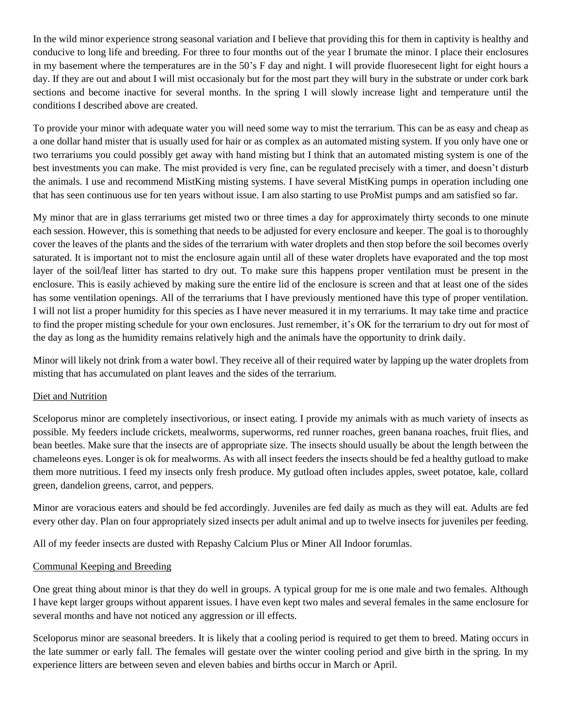In the wild minor experience strong seasonal variation and I believe that providing this for them in captivity is healthy and conducive to long life and breeding. For three to four months out of the year I brumate the minor. I place their enclosures in my basement where the temperatures are in the 50's F day and night. I will provide fluoresecent light for eight hours a day. If they are out and about I will mist occasionaly but for the most part they will bury in the substrate or under cork bark sections and become inactive for several months. In the spring I will slowly increase light and temperature until the conditions I described above are created.

To provide your minor with adequate water you will need some way to mist the terrarium. This can be as easy and cheap as a one dollar hand mister that is usually used for hair or as complex as an automated misting system. If you only have one or two terrariums you could possibly get away with hand misting but I think that an automated misting system is one of the best investments you can make. The mist provided is very fine, can be regulated precisely with a timer, and doesn't disturb the animals. I use and recommend MistKing misting systems. I have several MistKing pumps in operation including one that has seen continuous use for ten years without issue. I am also starting to use ProMist pumps and am satisfied so far.

My minor that are in glass terrariums get misted two or three times a day for approximately thirty seconds to one minute each session. However, this is something that needs to be adjusted for every enclosure and keeper. The goal is to thoroughly cover the leaves of the plants and the sides of the terrarium with water droplets and then stop before the soil becomes overly saturated. It is important not to mist the enclosure again until all of these water droplets have evaporated and the top most layer of the soil/leaf litter has started to dry out. To make sure this happens proper ventilation must be present in the enclosure. This is easily achieved by making sure the entire lid of the enclosure is screen and that at least one of the sides has some ventilation openings. All of the terrariums that I have previously mentioned have this type of proper ventilation. I will not list a proper humidity for this species as I have never measured it in my terrariums. It may take time and practice to find the proper misting schedule for your own enclosures. Just remember, it's OK for the terrarium to dry out for most of the day as long as the humidity remains relatively high and the animals have the opportunity to drink daily.

Minor will likely not drink from a water bowl. They receive all of their required water by lapping up the water droplets from misting that has accumulated on plant leaves and the sides of the terrarium.

## Diet and Nutrition

Sceloporus minor are completely insectivorious, or insect eating. I provide my animals with as much variety of insects as possible. My feeders include crickets, mealworms, superworms, red runner roaches, green banana roaches, fruit flies, and bean beetles. Make sure that the insects are of appropriate size. The insects should usually be about the length between the chameleons eyes. Longer is ok for mealworms. As with all insect feeders the insects should be fed a healthy gutload to make them more nutritious. I feed my insects only fresh produce. My gutload often includes apples, sweet potatoe, kale, collard green, dandelion greens, carrot, and peppers.

Minor are voracious eaters and should be fed accordingly. Juveniles are fed daily as much as they will eat. Adults are fed every other day. Plan on four appropriately sized insects per adult animal and up to twelve insects for juveniles per feeding.

All of my feeder insects are dusted with Repashy Calcium Plus or Miner All Indoor forumlas.

## Communal Keeping and Breeding

One great thing about minor is that they do well in groups. A typical group for me is one male and two females. Although I have kept larger groups without apparent issues. I have even kept two males and several females in the same enclosure for several months and have not noticed any aggression or ill effects.

Sceloporus minor are seasonal breeders. It is likely that a cooling period is required to get them to breed. Mating occurs in the late summer or early fall. The females will gestate over the winter cooling period and give birth in the spring. In my experience litters are between seven and eleven babies and births occur in March or April.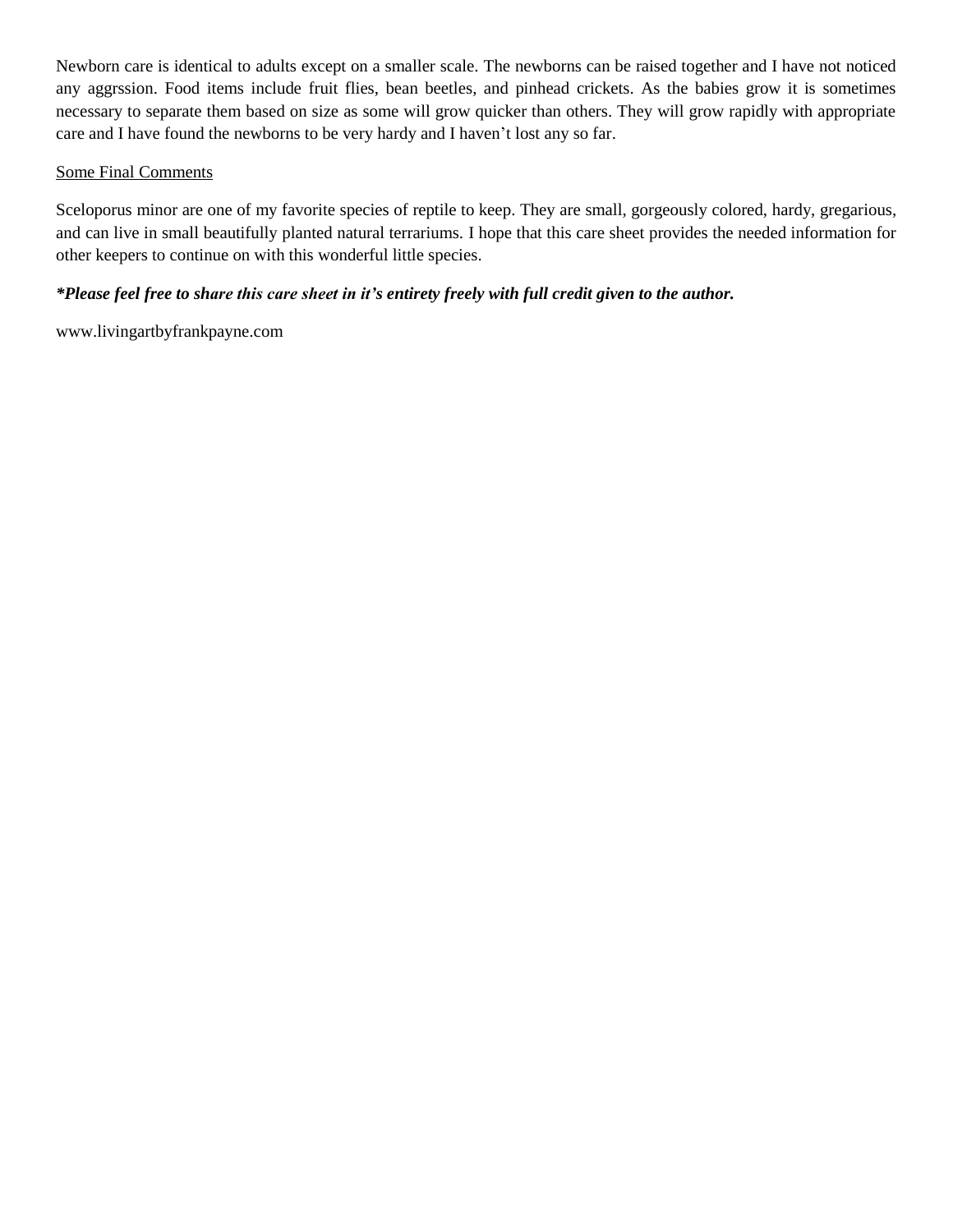Newborn care is identical to adults except on a smaller scale. The newborns can be raised together and I have not noticed any aggrssion. Food items include fruit flies, bean beetles, and pinhead crickets. As the babies grow it is sometimes necessary to separate them based on size as some will grow quicker than others. They will grow rapidly with appropriate care and I have found the newborns to be very hardy and I haven't lost any so far.

## Some Final Comments

Sceloporus minor are one of my favorite species of reptile to keep. They are small, gorgeously colored, hardy, gregarious, and can live in small beautifully planted natural terrariums. I hope that this care sheet provides the needed information for other keepers to continue on with this wonderful little species.

***Please feel free to share this care sheet in it's entirety freely with full credit given to the author.**

www.livingartbyfrankpayne.com